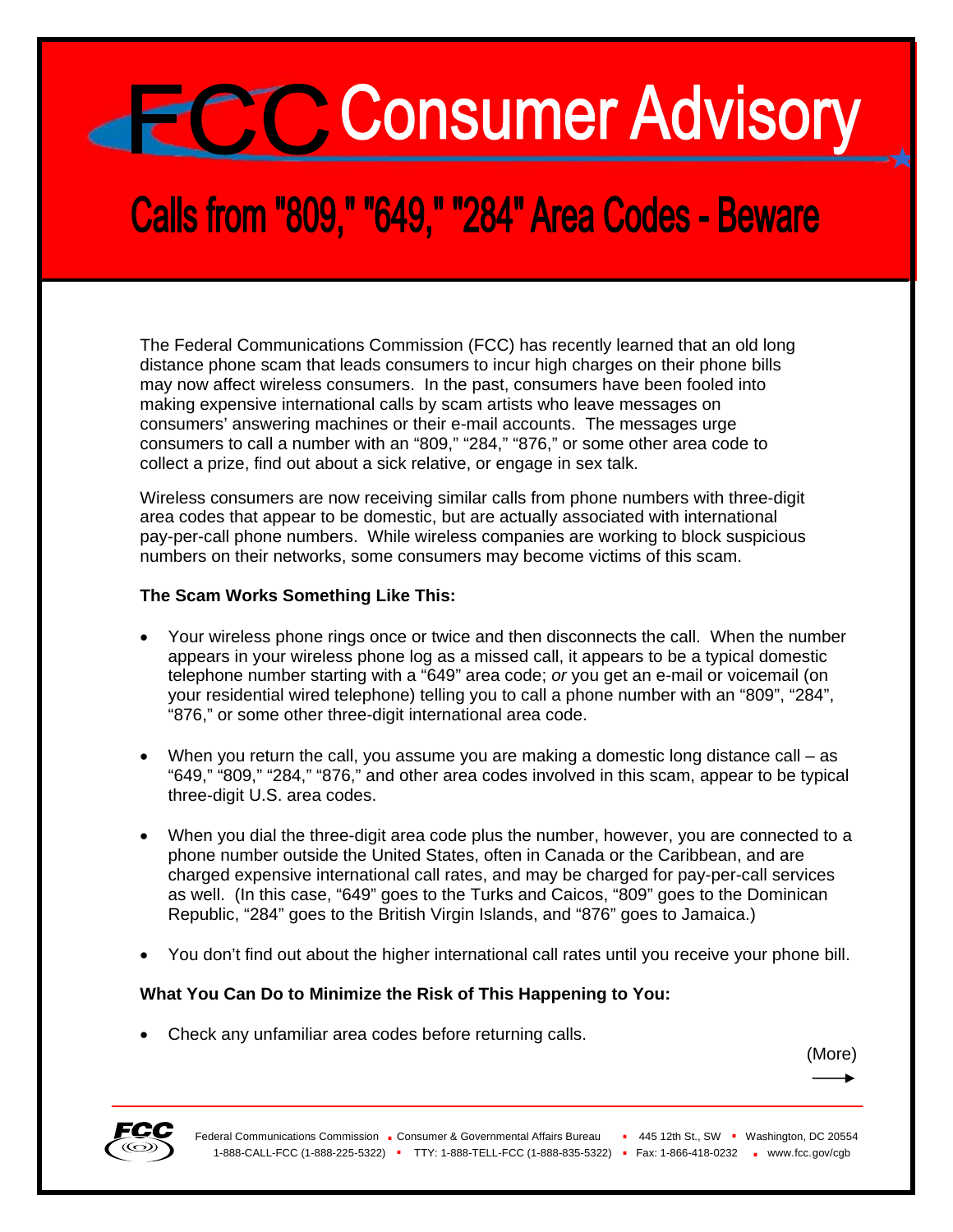# FCC Consumer Advisory

## Calls from "809," "649," "284" Area Codes - Beware

The Federal Communications Commission (FCC) has recently learned that an old long distance phone scam that leads consumers to incur high charges on their phone bills may now affect wireless consumers. In the past, consumers have been fooled into making expensive international calls by scam artists who leave messages on consumers' answering machines or their e-mail accounts. The messages urge consumers to call a number with an "809," "284," "876," or some other area code to collect a prize, find out about a sick relative, or engage in sex talk.

Wireless consumers are now receiving similar calls from phone numbers with three-digit area codes that appear to be domestic, but are actually associated with international pay-per-call phone numbers. While wireless companies are working to block suspicious numbers on their networks, some consumers may become victims of this scam.

**The Scam Works Something Like This:**

- Your wireless phone rings once or twice and then disconnects the call. When the number appears in your wireless phone log as a missed call, it appears to be a typical domestic telephone number starting with a "649" area code; *or* you get an e-mail or voicemail (on your residential wired telephone) telling you to call a phone number with an "809", "284", "876," or some other three-digit international area code.
- When you return the call, you assume you are making a domestic long distance call – as "649," "809," "284," "876," and other area codes involved in this scam, appear to be typical three-digit U.S. area codes.
- When you dial the three-digit area code plus the number, however, you are connected to a phone number outside the United States, often in Canada or the Caribbean, and are charged expensive international call rates, and may be charged for pay-per-call services as well. (In this case, "649" goes to the Turks and Caicos, "809" goes to the Dominican Republic, "284" goes to the British Virgin Islands, and "876" goes to Jamaica.)
- You don't find out about the higher international call rates until you receive your phone bill.

**What You Can Do to Minimize the Risk of This Happening to You:**

- Check any unfamiliar area codes before returning calls.

(More)

Federal Communications Commission ▪ Consumer & Governmental Affairs Bureau ▪ 445 12th St., SW ▪ Washington, DC 20554
1-888-CALL-FCC (1-888-225-5322) ▪ TTY: 1-888-TELL-FCC (1-888-835-5322) ▪ Fax: 1-866-418-0232 ▪ www.fcc.gov/cgb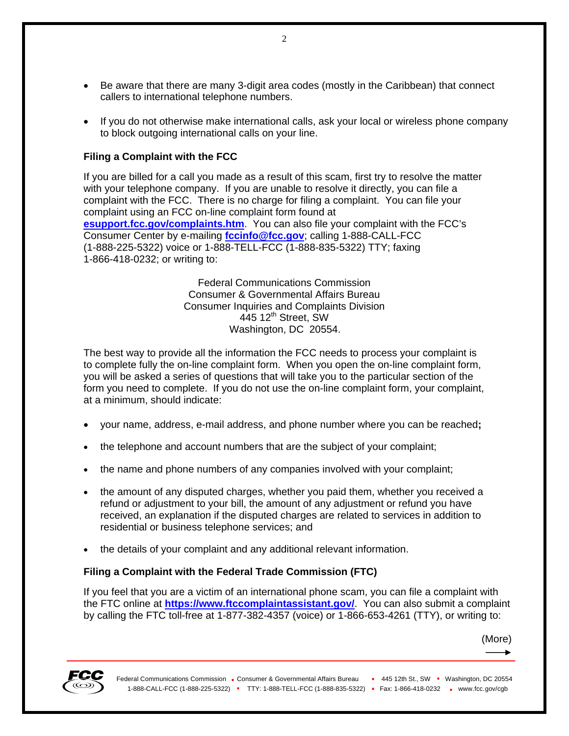- Be aware that there are many 3-digit area codes (mostly in the Caribbean) that connect callers to international telephone numbers.

- If you do not otherwise make international calls, ask your local or wireless phone company to block outgoing international calls on your line.

**Filing a Complaint with the FCC**

If you are billed for a call you made as a result of this scam, first try to resolve the matter with your telephone company. If you are unable to resolve it directly, you can file a complaint with the FCC. There is no charge for filing a complaint. You can file your complaint using an FCC on-line complaint form found at **esupport.fcc.gov/complaints.htm**. You can also file your complaint with the FCC's Consumer Center by e-mailing **fccinfo@fcc.gov**; calling 1-888-CALL-FCC (1-888-225-5322) voice or 1-888-TELL-FCC (1-888-835-5322) TTY; faxing 1-866-418-0232; or writing to:

Federal Communications Commission
Consumer & Governmental Affairs Bureau
Consumer Inquiries and Complaints Division
445 12th Street, SW
Washington, DC 20554.

The best way to provide all the information the FCC needs to process your complaint is to complete fully the on-line complaint form. When you open the on-line complaint form, you will be asked a series of questions that will take you to the particular section of the form you need to complete. If you do not use the on-line complaint form, your complaint, at a minimum, should indicate:

- your name, address, e-mail address, and phone number where you can be reached**;**

- the telephone and account numbers that are the subject of your complaint;

- the name and phone numbers of any companies involved with your complaint;

- the amount of any disputed charges, whether you paid them, whether you received a refund or adjustment to your bill, the amount of any adjustment or refund you have received, an explanation if the disputed charges are related to services in addition to residential or business telephone services; and

- the details of your complaint and any additional relevant information.

**Filing a Complaint with the Federal Trade Commission (FTC)**

If you feel that you are a victim of an international phone scam, you can file a complaint with the FTC online at **https://www.ftccomplaintassistant.gov/**. You can also submit a complaint by calling the FTC toll-free at 1-877-382-4357 (voice) or 1-866-653-4261 (TTY), or writing to:

(More)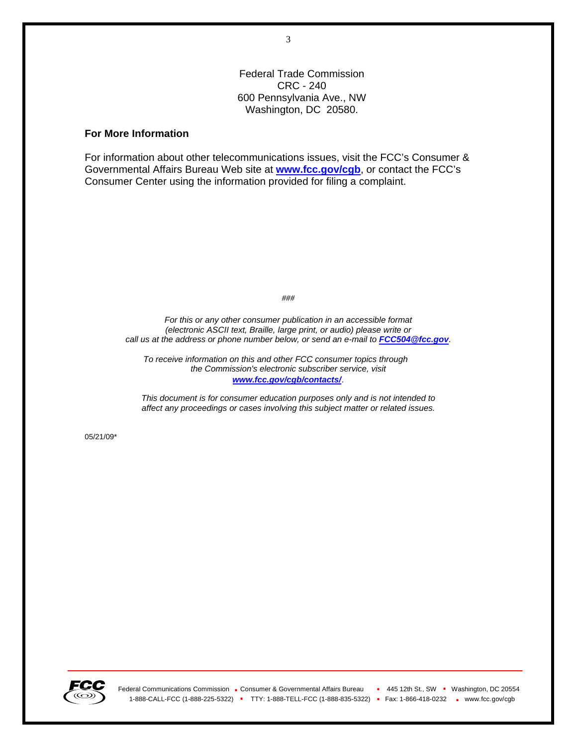Federal Trade Commission  
CRC - 240  
600 Pennsylvania Ave., NW  
Washington, DC 20580.

**For More Information**

For information about other telecommunications issues, visit the FCC's Consumer & Governmental Affairs Bureau Web site at **www.fcc.gov/cgb**, or contact the FCC's Consumer Center using the information provided for filing a complaint.

*###*

*For this or any other consumer publication in an accessible format (electronic ASCII text, Braille, large print, or audio) please write or call us at the address or phone number below, or send an e-mail to **FCC504@fcc.gov**.*

*To receive information on this and other FCC consumer topics through the Commission's electronic subscriber service, visit **www.fcc.gov/cgb/contacts/**.*

*This document is for consumer education purposes only and is not intended to affect any proceedings or cases involving this subject matter or related issues.*

05/21/09*

Federal Communications Commission ▪ Consumer & Governmental Affairs Bureau ▪ 445 12th St., SW ▪ Washington, DC 20554  
1-888-CALL-FCC (1-888-225-5322) ▪ TTY: 1-888-TELL-FCC (1-888-835-5322) ▪ Fax: 1-866-418-0232 ▪ www.fcc.gov/cgb